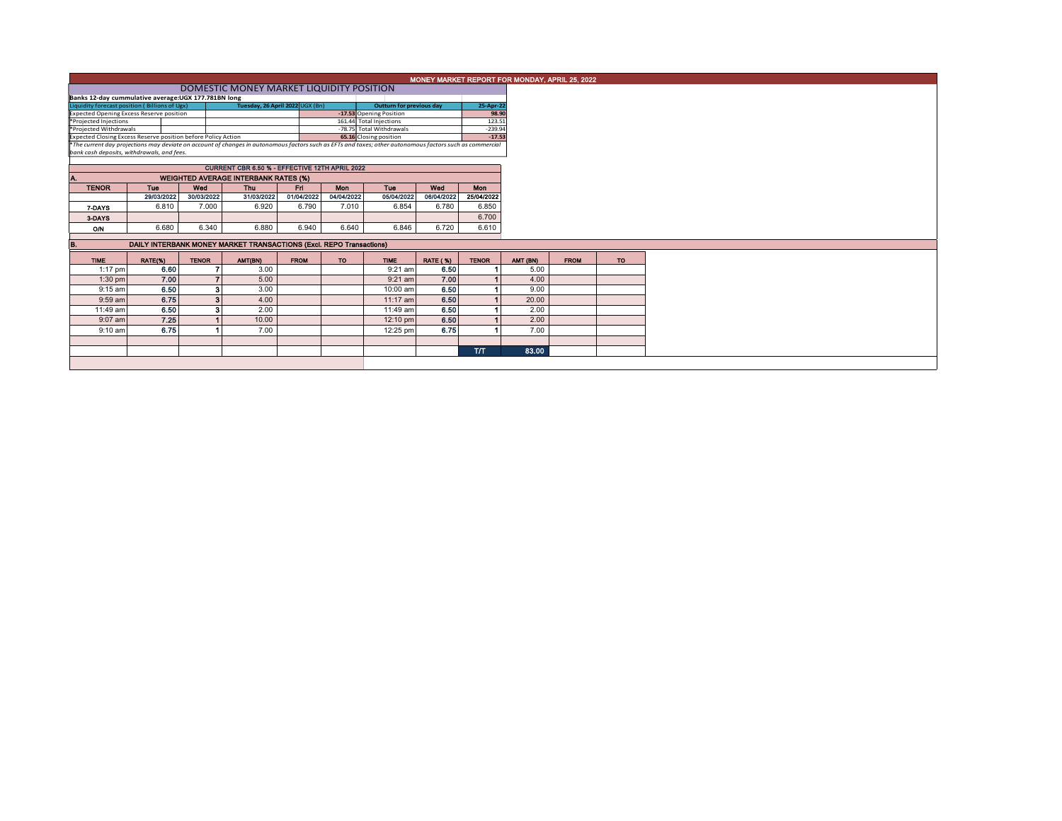# MONEY MARKET REPORT FOR MONDAY, APRIL 25, 2022

## DOMESTIC MONEY MARKET LIQUIDITY POSITION

**Banks 12-day cummulative average:UGX 177.781BN long**

| Liquidity forecast position ( Billions of Ugx) | Tuesday, 26 April 2022 UGX (Bn) | Outturn for previous day | 25-Apr-22 |
|---|---|---|---|
| Expected Opening Excess Reserve position | -17.53 | Opening Position | 98.90 |
| *Projected Injections | 161.44 | Total Injections | 123.51 |
| *Projected Withdrawals | -78.75 | Total Withdrawals | -239.94 |
| Expected Closing Excess Reserve position before Policy Action | 65.16 | Closing position | -17.53 |

*\*The current day projections may deviate on account of changes in autonomous factors such as EFTs and taxes; other autonomous factors such as commercial bank cash deposits, withdrawals, and fees.*

**CURRENT CBR 6.50 % - EFFECTIVE 12TH APRIL 2022**

### A. WEIGHTED AVERAGE INTERBANK RATES (%)

| TENOR | Tue | Wed | Thu | Fri | Mon | Tue | Wed | Mon |
|---|---|---|---|---|---|---|---|---|
| | 29/03/2022 | 30/03/2022 | 31/03/2022 | 01/04/2022 | 04/04/2022 | 05/04/2022 | 06/04/2022 | 25/04/2022 |
| 7-DAYS | 6.810 | 7.000 | 6.920 | 6.790 | 7.010 | 6.854 | 6.780 | 6.850 |
| 3-DAYS | | | | | | | | 6.700 |
| O/N | 6.680 | 6.340 | 6.880 | 6.940 | 6.640 | 6.846 | 6.720 | 6.610 |

### B. DAILY INTERBANK MONEY MARKET TRANSACTIONS (Excl. REPO Transactions)

| TIME | RATE(%) | TENOR | AMT(BN) | FROM | TO | TIME | RATE ( %) | TENOR | AMT (BN) | FROM | TO |
|---|---|---|---|---|---|---|---|---|---|---|---|
| 1:17 pm | 6.60 | 7 | 3.00 | | | 9:21 am | 6.50 | 1 | 5.00 | | |
| 1:30 pm | 7.00 | 7 | 5.00 | | | 9:21 am | 7.00 | 1 | 4.00 | | |
| 9:15 am | 6.50 | 3 | 3.00 | | | 10:00 am | 6.50 | 1 | 9.00 | | |
| 9:59 am | 6.75 | 3 | 4.00 | | | 11:17 am | 6.50 | 1 | 20.00 | | |
| 11:49 am | 6.50 | 3 | 2.00 | | | 11:49 am | 6.50 | 1 | 2.00 | | |
| 9:07 am | 7.25 | 1 | 10.00 | | | 12:10 pm | 6.50 | 1 | 2.00 | | |
| 9:10 am | 6.75 | 1 | 7.00 | | | 12:25 pm | 6.75 | 1 | 7.00 | | |
| | | | | | | | | T/T | 83.00 | | |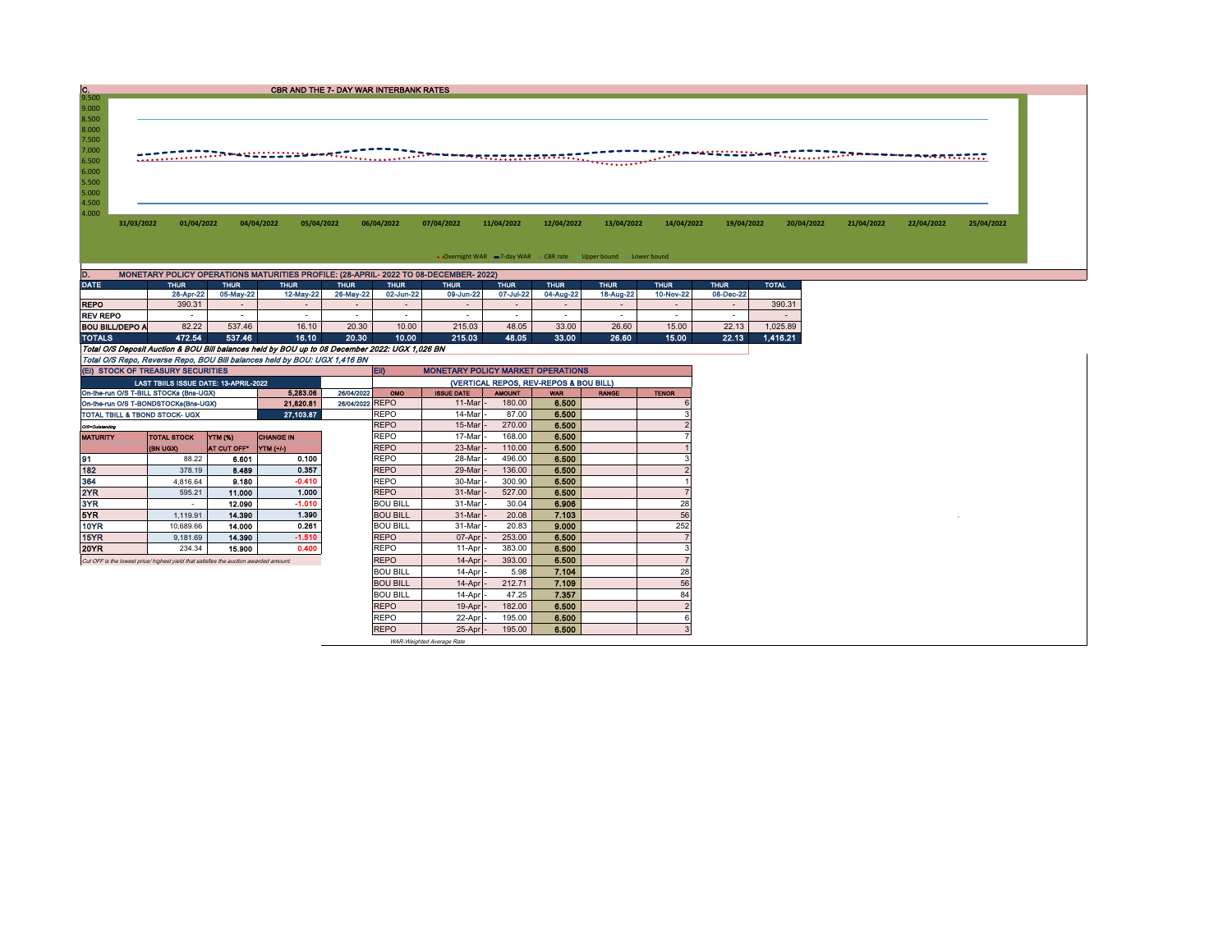## C. CBR AND THE 7- DAY WAR INTERBANK RATES

9.500
9.000
8.500
8.000
7.500
7.000
6.500
6.000
5.500
5.000
4.500
4.000

31/03/2022 01/04/2022 04/04/2022 05/04/2022 06/04/2022 07/04/2022 11/04/2022 12/04/2022 13/04/2022 14/04/2022 19/04/2022 20/04/2022 21/04/2022 22/04/2022 25/04/2022

Overnight WAR — 7-day WAR — CBR rate — Upper bound — Lower bound

## D. MONETARY POLICY OPERATIONS MATURITIES PROFILE: (28-APRIL- 2022 TO 08-DECEMBER- 2022)

| DATE | THUR | THUR | THUR | THUR | THUR | THUR | THUR | THUR | THUR | THUR | THUR | TOTAL |
|---|---|---|---|---|---|---|---|---|---|---|---|---|
| | 28-Apr-22 | 05-May-22 | 12-May-22 | 26-May-22 | 02-Jun-22 | 09-Jun-22 | 07-Jul-22 | 04-Aug-22 | 18-Aug-22 | 10-Nov-22 | 08-Dec-22 | |
| REPO | 390.31 | - | - | - | - | - | - | - | - | - | - | 390.31 |
| REV REPO | - | - | - | - | - | - | - | - | - | - | - | - |
| BOU BILL/DEPO A | 82.22 | 537.46 | 16.10 | 20.30 | 10.00 | 215.03 | 48.05 | 33.00 | 26.60 | 15.00 | 22.13 | 1,025.89 |
| TOTALS | 472.54 | 537.46 | 16.10 | 20.30 | 10.00 | 215.03 | 48.05 | 33.00 | 26.60 | 15.00 | 22.13 | 1,416.21 |

*Total O/S Deposit Auction & BOU Bill balances held by BOU up to 08 December 2022: UGX 1,026 BN*

*Total O/S Repo, Reverse Repo, BOU Bill balances held by BOU: UGX 1,416 BN*

### (EI) STOCK OF TREASURY SECURITIES

| LAST TBIILS ISSUE DATE: 13-APRIL-2022 | | |
|---|---|---|
| On-the-run O/S T-BILL STOCKs (Bns-UGX) | 5,283.06 | 26/04/2022 |
| On-the-run O/S T-BONDSTOCKs(Bns-UGX) | 21,820.81 | 26/04/2022 |
| TOTAL TBILL & TBOND STOCK- UGX | 27,103.87 | |

O/S=Outstanding

| MATURITY | TOTAL STOCK (BN UGX) | YTM (%) AT CUT OFF* | CHANGE IN YTM (+/-) |
|---|---|---|---|
| 91 | 88.22 | 6.601 | 0.100 |
| 182 | 378.19 | 8.489 | 0.357 |
| 364 | 4,816.64 | 9.180 | -0.410 |
| 2YR | 595.21 | 11.000 | 1.000 |
| 3YR | - | 12.090 | -1.010 |
| 5YR | 1,119.91 | 14.390 | 1.390 |
| 10YR | 10,689.66 | 14.000 | 0.261 |
| 15YR | 9,181.69 | 14.390 | -1.510 |
| 20YR | 234.34 | 15.900 | 0.400 |

*Cut OFF is the lowest price/ highest yield that satisfies the auction awarded amount.*

### Eii) MONETARY POLICY MARKET OPERATIONS

(VERTICAL REPOS, REV-REPOS & BOU BILL)

| OMO | ISSUE DATE | AMOUNT | WAR | RANGE | TENOR |
|---|---|---|---|---|---|
| REPO | 11-Mar | 180.00 | 6.500 | | 6 |
| REPO | 14-Mar | 87.00 | 6.500 | | 3 |
| REPO | 15-Mar | 270.00 | 6.500 | | 2 |
| REPO | 17-Mar | 168.00 | 6.500 | | 7 |
| REPO | 23-Mar | 110.00 | 6.500 | | 1 |
| REPO | 28-Mar | 496.00 | 6.500 | | 3 |
| REPO | 29-Mar | 136.00 | 6.500 | | 2 |
| REPO | 30-Mar | 300.90 | 6.500 | | 1 |
| REPO | 31-Mar | 527.00 | 6.500 | | 7 |
| BOU BILL | 31-Mar | 30.04 | 6.906 | | 28 |
| BOU BILL | 31-Mar | 20.08 | 7.103 | | 56 |
| BOU BILL | 31-Mar | 20.83 | 9.000 | | 252 |
| REPO | 07-Apr | 253.00 | 6.500 | | 7 |
| REPO | 11-Apr | 383.00 | 6.500 | | 3 |
| REPO | 14-Apr | 393.00 | 6.500 | | 7 |
| BOU BILL | 14-Apr | 5.98 | 7.104 | | 28 |
| BOU BILL | 14-Apr | 212.71 | 7.109 | | 56 |
| BOU BILL | 14-Apr | 47.25 | 7.357 | | 84 |
| REPO | 19-Apr | 182.00 | 6.500 | | 2 |
| REPO | 22-Apr | 195.00 | 6.500 | | 6 |
| REPO | 25-Apr | 195.00 | 6.500 | | 3 |

*WAR-Weighted Average Rate*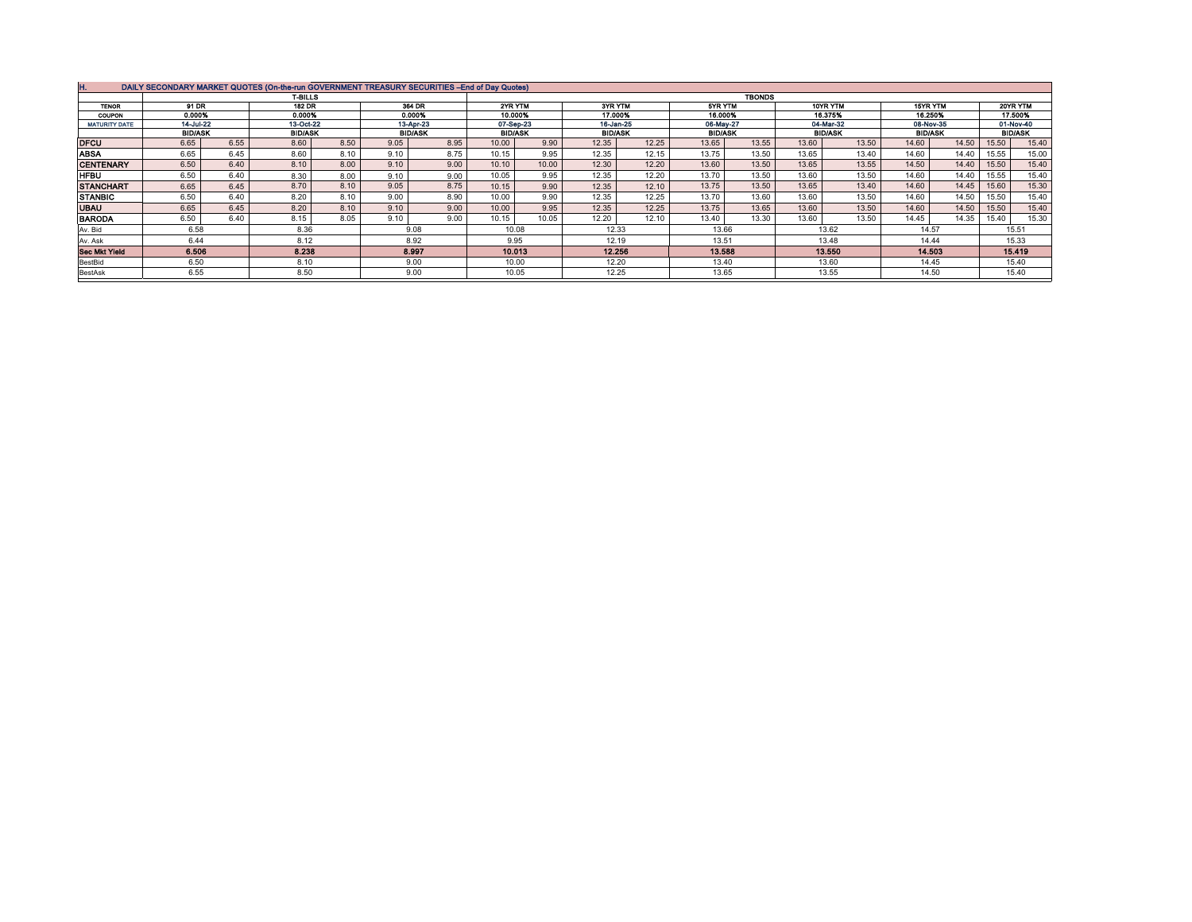| H. | DAILY SECONDARY MARKET QUOTES (On-the-run GOVERNMENT TREASURY SECURITIES –End of Day Quotes) | | | | | | | | | | | | | | | | | |
|---|---|---|---|---|---|---|---|---|---|---|---|---|---|---|---|---|---|---|
| | T-BILLS | | | | | | TBONDS | | | | | | | | | | | |
| TENOR | 91 DR | | 182 DR | | 364 DR | | 2YR YTM | | 3YR YTM | | 5YR YTM | | 10YR YTM | | 15YR YTM | | 20YR YTM | |
| COUPON | 0.000% | | 0.000% | | 0.000% | | 10.000% | | 17.000% | | 16.000% | | 16.375% | | 16.250% | | 17.500% | |
| MATURITY DATE | 14-Jul-22 | | 13-Oct-22 | | 13-Apr-23 | | 07-Sep-23 | | 16-Jan-25 | | 06-May-27 | | 04-Mar-32 | | 08-Nov-35 | | 01-Nov-40 | |
| | BID/ASK | | BID/ASK | | BID/ASK | | BID/ASK | | BID/ASK | | BID/ASK | | BID/ASK | | BID/ASK | | BID/ASK | |
| DFCU | 6.65 | 6.55 | 8.60 | 8.50 | 9.05 | 8.95 | 10.00 | 9.90 | 12.35 | 12.25 | 13.65 | 13.55 | 13.60 | 13.50 | 14.60 | 14.50 | 15.50 | 15.40 |
| ABSA | 6.65 | 6.45 | 8.60 | 8.10 | 9.10 | 8.75 | 10.15 | 9.95 | 12.35 | 12.15 | 13.75 | 13.50 | 13.65 | 13.40 | 14.60 | 14.40 | 15.55 | 15.00 |
| CENTENARY | 6.50 | 6.40 | 8.10 | 8.00 | 9.10 | 9.00 | 10.10 | 10.00 | 12.30 | 12.20 | 13.60 | 13.50 | 13.65 | 13.55 | 14.50 | 14.40 | 15.50 | 15.40 |
| HFBU | 6.50 | 6.40 | 8.30 | 8.00 | 9.10 | 9.00 | 10.05 | 9.95 | 12.35 | 12.20 | 13.70 | 13.50 | 13.60 | 13.50 | 14.60 | 14.40 | 15.55 | 15.40 |
| STANCHART | 6.65 | 6.45 | 8.70 | 8.10 | 9.05 | 8.75 | 10.15 | 9.90 | 12.35 | 12.10 | 13.75 | 13.50 | 13.65 | 13.40 | 14.60 | 14.45 | 15.60 | 15.30 |
| STANBIC | 6.50 | 6.40 | 8.20 | 8.10 | 9.00 | 8.90 | 10.00 | 9.90 | 12.35 | 12.25 | 13.70 | 13.60 | 13.60 | 13.50 | 14.60 | 14.50 | 15.50 | 15.40 |
| UBAU | 6.65 | 6.45 | 8.20 | 8.10 | 9.10 | 9.00 | 10.00 | 9.95 | 12.35 | 12.25 | 13.75 | 13.65 | 13.60 | 13.50 | 14.60 | 14.50 | 15.50 | 15.40 |
| BARODA | 6.50 | 6.40 | 8.15 | 8.05 | 9.10 | 9.00 | 10.15 | 10.05 | 12.20 | 12.10 | 13.40 | 13.30 | 13.60 | 13.50 | 14.45 | 14.35 | 15.40 | 15.30 |
| Av. Bid | 6.58 | | 8.36 | | 9.08 | | 10.08 | | 12.33 | | 13.66 | | 13.62 | | 14.57 | | 15.51 | |
| Av. Ask | 6.44 | | 8.12 | | 8.92 | | 9.95 | | 12.19 | | 13.51 | | 13.48 | | 14.44 | | 15.33 | |
| Sec Mkt Yield | 6.506 | | 8.238 | | 8.997 | | 10.013 | | 12.256 | | 13.588 | | 13.550 | | 14.503 | | 15.419 | |
| BestBid | 6.50 | | 8.10 | | 9.00 | | 10.00 | | 12.20 | | 13.40 | | 13.60 | | 14.45 | | 15.40 | |
| BestAsk | 6.55 | | 8.50 | | 9.00 | | 10.05 | | 12.25 | | 13.65 | | 13.55 | | 14.50 | | 15.40 | |